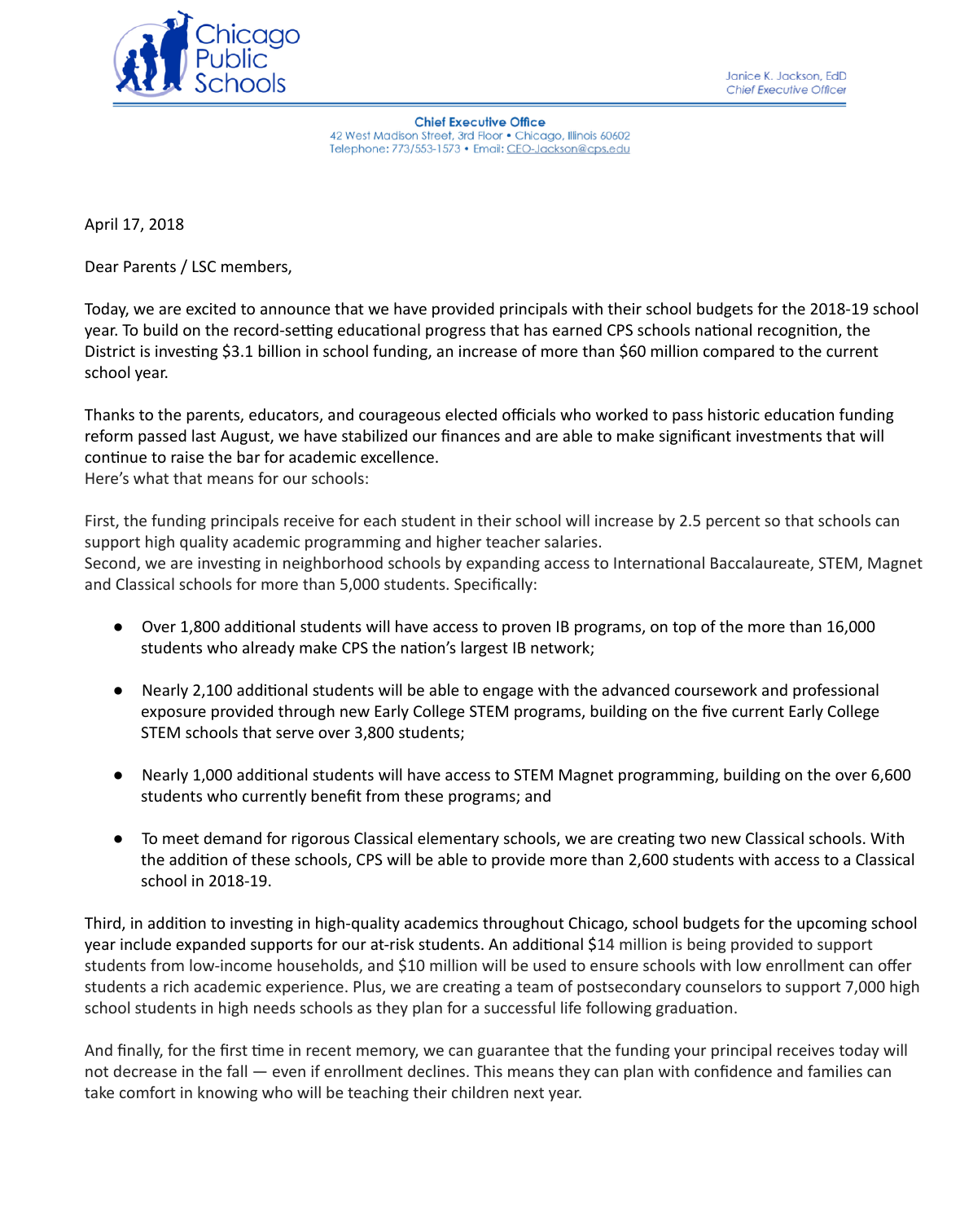Chicago Public Schools

Janice K. Jackson, EdD
*Chief Executive Officer*

**Chief Executive Office**
42 West Madison Street, 3rd Floor • Chicago, Illinois 60602
Telephone: 773/553-1573 • Email: CEO-Jackson@cps.edu

April 17, 2018

Dear Parents / LSC members,

Today, we are excited to announce that we have provided principals with their school budgets for the 2018-19 school year. To build on the record-setting educational progress that has earned CPS schools national recognition, the District is investing $3.1 billion in school funding, an increase of more than $60 million compared to the current school year.

Thanks to the parents, educators, and courageous elected officials who worked to pass historic education funding reform passed last August, we have stabilized our finances and are able to make significant investments that will continue to raise the bar for academic excellence.
Here's what that means for our schools:

First, the funding principals receive for each student in their school will increase by 2.5 percent so that schools can support high quality academic programming and higher teacher salaries.
Second, we are investing in neighborhood schools by expanding access to International Baccalaureate, STEM, Magnet and Classical schools for more than 5,000 students. Specifically:

- Over 1,800 additional students will have access to proven IB programs, on top of the more than 16,000 students who already make CPS the nation's largest IB network;
- Nearly 2,100 additional students will be able to engage with the advanced coursework and professional exposure provided through new Early College STEM programs, building on the five current Early College STEM schools that serve over 3,800 students;
- Nearly 1,000 additional students will have access to STEM Magnet programming, building on the over 6,600 students who currently benefit from these programs; and
- To meet demand for rigorous Classical elementary schools, we are creating two new Classical schools. With the addition of these schools, CPS will be able to provide more than 2,600 students with access to a Classical school in 2018-19.

Third, in addition to investing in high-quality academics throughout Chicago, school budgets for the upcoming school year include expanded supports for our at-risk students. An additional $14 million is being provided to support students from low-income households, and $10 million will be used to ensure schools with low enrollment can offer students a rich academic experience. Plus, we are creating a team of postsecondary counselors to support 7,000 high school students in high needs schools as they plan for a successful life following graduation.

And finally, for the first time in recent memory, we can guarantee that the funding your principal receives today will not decrease in the fall — even if enrollment declines. This means they can plan with confidence and families can take comfort in knowing who will be teaching their children next year.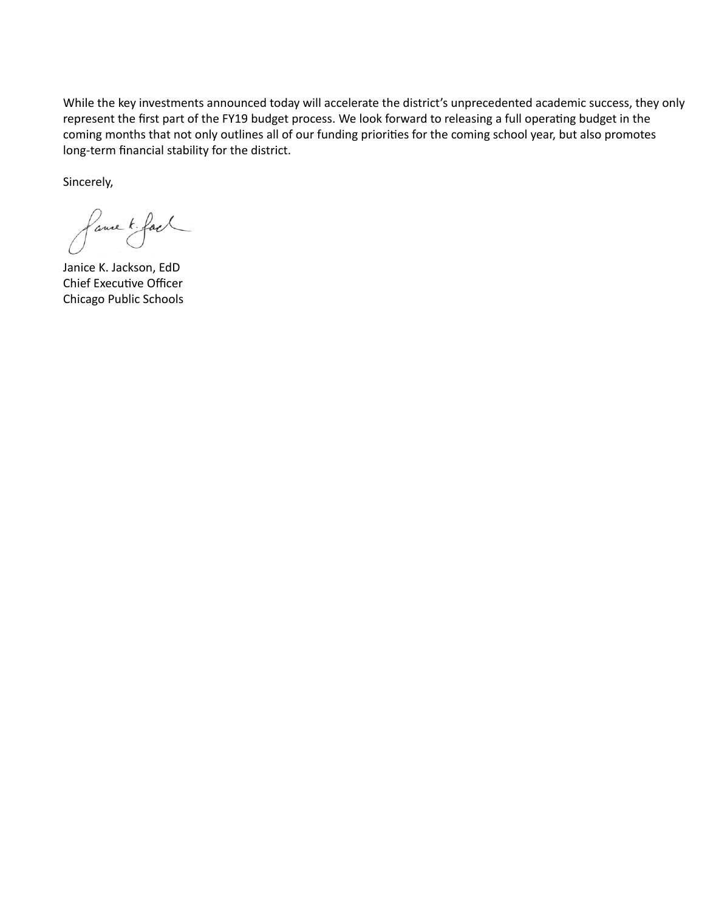While the key investments announced today will accelerate the district's unprecedented academic success, they only represent the first part of the FY19 budget process. We look forward to releasing a full operating budget in the coming months that not only outlines all of our funding priorities for the coming school year, but also promotes long-term financial stability for the district.

Sincerely,

Janice K. Jackson, EdD
Chief Executive Officer
Chicago Public Schools